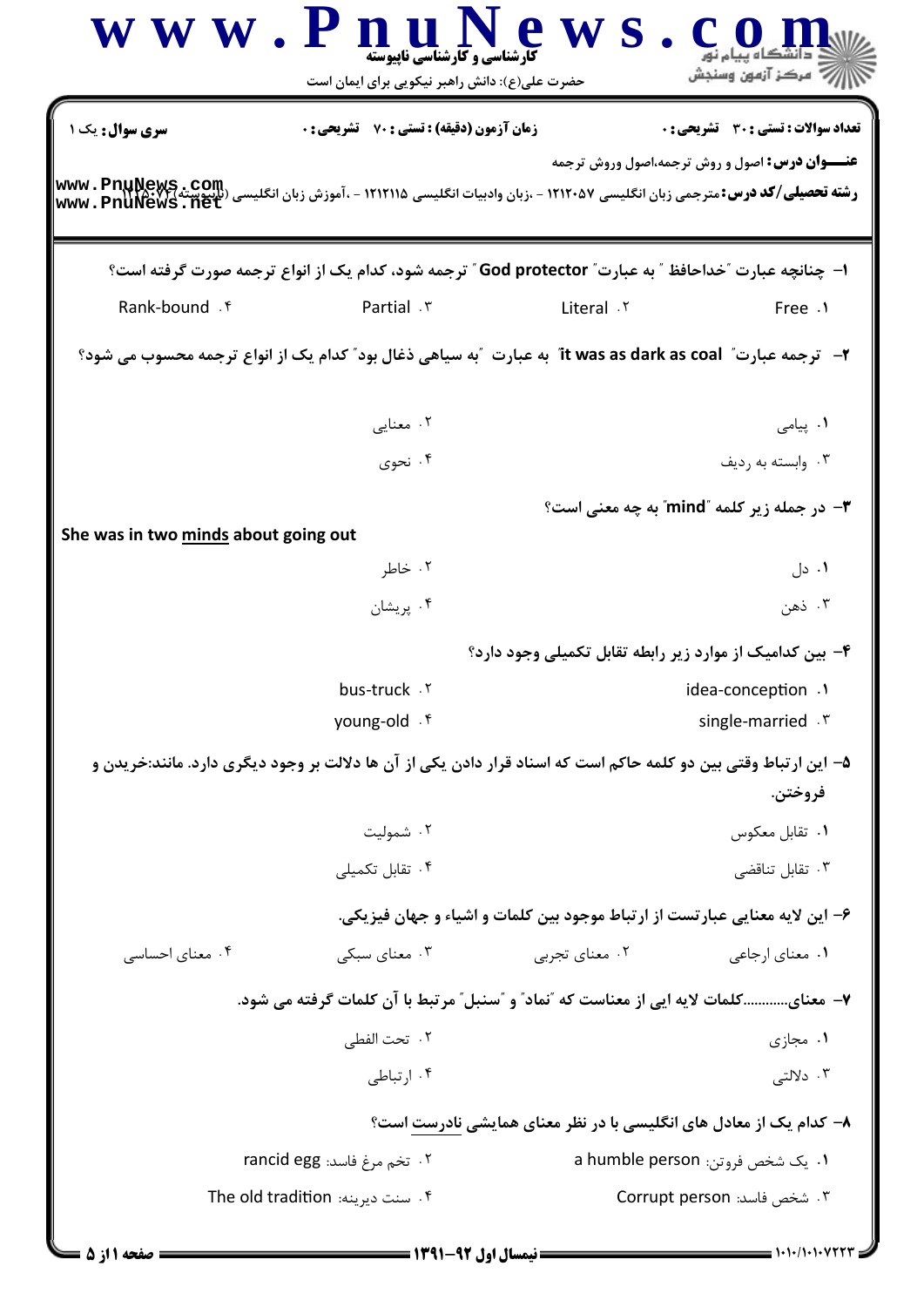**سری سوال:** یک ۱

**زمان آزمون (دقیقه) : تستی : ۷۰ تشریحی : ۰**

**تعداد سوالات : تستی : ۳۰ تشریحی : ۰**

**عنـــوان درس:** اصول و روش ترجمه،اصول وروش ترجمه

**رشته تحصیلی/کد درس:** مترجمی زبان انگلیسی ۱۲۱۲۰۵۷ - ،زبان وادبیات انگلیسی ۱۲۱۲۱۱۵ - ،آموزش زبان انگلیسی (ناپیوسته)۱۲۲۵۰۷۴

۱- چنانچه عبارت "خداحافظ " به عبارت" God protector " ترجمه شود، کدام یک از انواع ترجمه صورت گرفته است؟

۱. Free
۲. Literal
۳. Partial
۴. Rank-bound

۲- ترجمه عبارت" it was as dark as coal به عبارت "به سیاهی ذغال بود" کدام یک از انواع ترجمه محسوب می شود؟

۱. پیامی
۲. معنایی
۳. وابسته به ردیف
۴. نحوی

۳- در جمله زیر کلمه "mind" به چه معنی است؟

She was in two minds about going out

۱. دل
۲. خاطر
۳. ذهن
۴. پریشان

۴- بین کدامیک از موارد زیر رابطه تقابل تکمیلی وجود دارد؟

۱. idea-conception
۲. bus-truck
۳. single-married
۴. young-old

۵- این ارتباط وقتی بین دو کلمه حاکم است که اسناد قرار دادن یکی از آن ها دلالت بر وجود دیگری دارد. مانند:خریدن و فروختن.

۱. تقابل معکوس
۲. شمولیت
۳. تقابل تناقضی
۴. تقابل تکمیلی

۶- این لایه معنایی عبارتست از ارتباط موجود بین کلمات و اشیاء و جهان فیزیکی.

۱. معنای ارجاعی
۲. معنای تجربی
۳. معنای سبکی
۴. معنای احساسی

۷- معنای...........کلمات لایه ایی از معناست که "نماد" و "سنبل" مرتبط با آن کلمات گرفته می شود.

۱. مجازی
۲. تحت الفظی
۳. دلالتی
۴. ارتباطی

۸- کدام یک از معادل های انگلیسی با در نظر معنای همایشی نادرست است؟

۱. یک شخص فروتن: a humble person
۲. تخم مرغ فاسد: rancid egg
۳. شخص فاسد: Corrupt person
۴. سنت دیرینه: The old tradition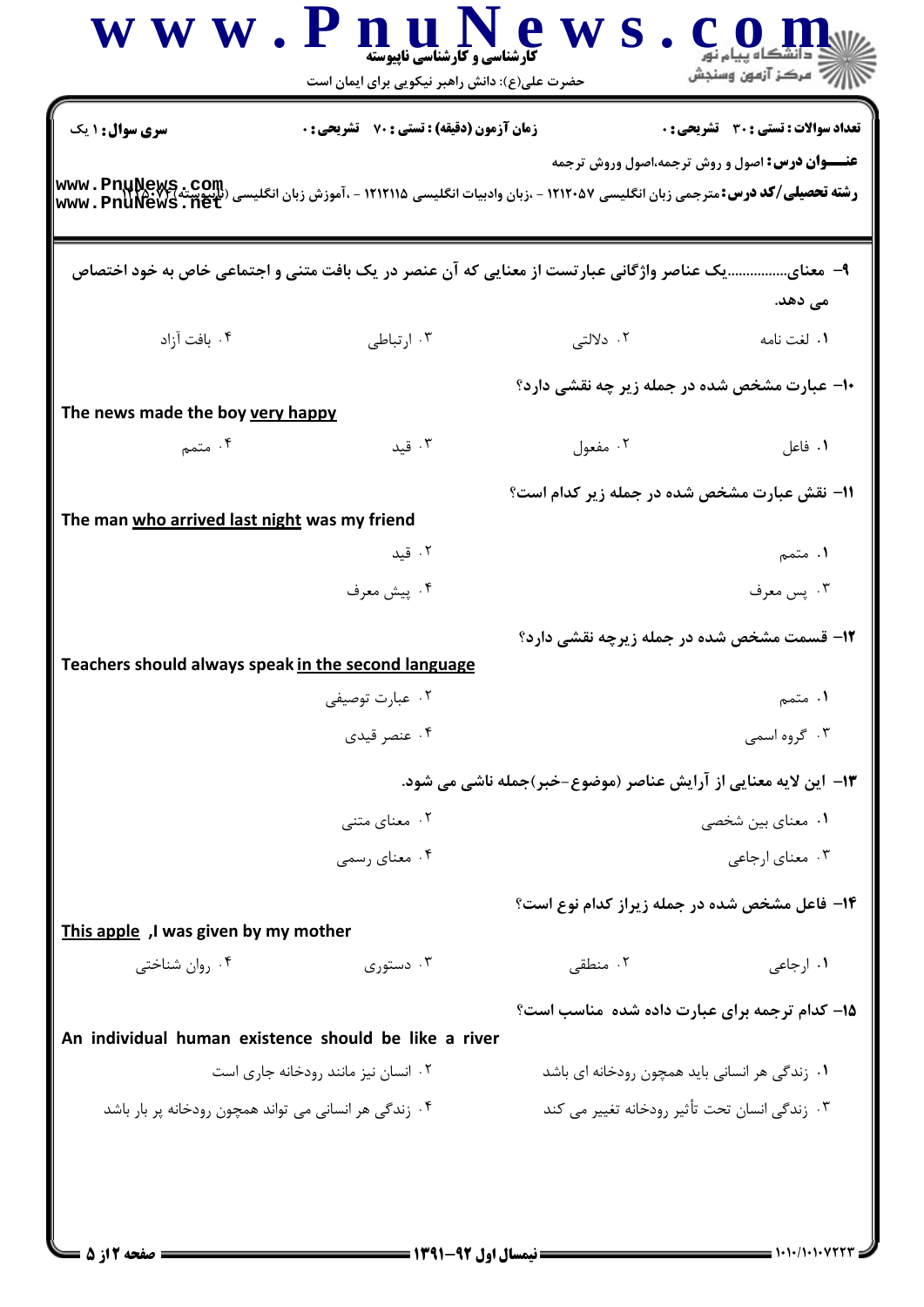سری سوال: ۱ یک | زمان آزمون (دقیقه) : تستی : ۷۰ تشریحی : ۰ | تعداد سوالات : تستی : ۳۰ تشریحی : ۰

**عنـــوان درس:** اصول و روش ترجمه،اصول وروش ترجمه

**رشته تحصیلی/کد درس:** مترجمی زبان انگلیسی ۱۲۱۲۰۵۷ - ،زبان وادبیات انگلیسی ۱۲۱۲۱۱۵ - ،آموزش زبان انگلیسی (ناپیوسته)۱۲۱۵۰۷۲

۹- معنای................یک عناصر واژگانی عبارتست از معنایی که آن عنصر در یک بافت متنی و اجتماعی خاص به خود اختصاص می دهد.

۱. لغت نامه
۲. دلالتی
۳. ارتباطی
۴. بافت آزاد

۱۰- عبارت مشخص شده در جمله زیر چه نقشی دارد؟

The news made the boy <u>very happy</u>

۱. فاعل
۲. مفعول
۳. قید
۴. متمم

۱۱- نقش عبارت مشخص شده در جمله زیر کدام است؟

The man <u>who arrived last night</u> was my friend

۱. متمم
۲. قید
۳. پس معرف
۴. پیش معرف

۱۲- قسمت مشخص شده در جمله زیرچه نقشی دارد؟

Teachers should always speak <u>in the second language</u>

۱. متمم
۲. عبارت توصیفی
۳. گروه اسمی
۴. عنصر قیدی

۱۳- این لایه معنایی از آرایش عناصر (موضوع-خبر)جمله ناشی می شود.

۱. معنای بین شخصی
۲. معنای متنی
۳. معنای ارجاعی
۴. معنای رسمی

۱۴- فاعل مشخص شده در جمله زیراز کدام نوع است؟

<u>This apple</u> ,I was given by my mother

۱. ارجاعی
۲. منطقی
۳. دستوری
۴. روان شناختی

۱۵- کدام ترجمه برای عبارت داده شده مناسب است؟

An individual human existence should be like a river

۱. زندگی هر انسانی باید همچون رودخانه ای باشد
۲. انسان نیز مانند رودخانه جاری است
۳. زندگی انسان تحت تأثیر رودخانه تغییر می کند
۴. زندگی هر انسانی می تواند همچون رودخانه پر بار باشد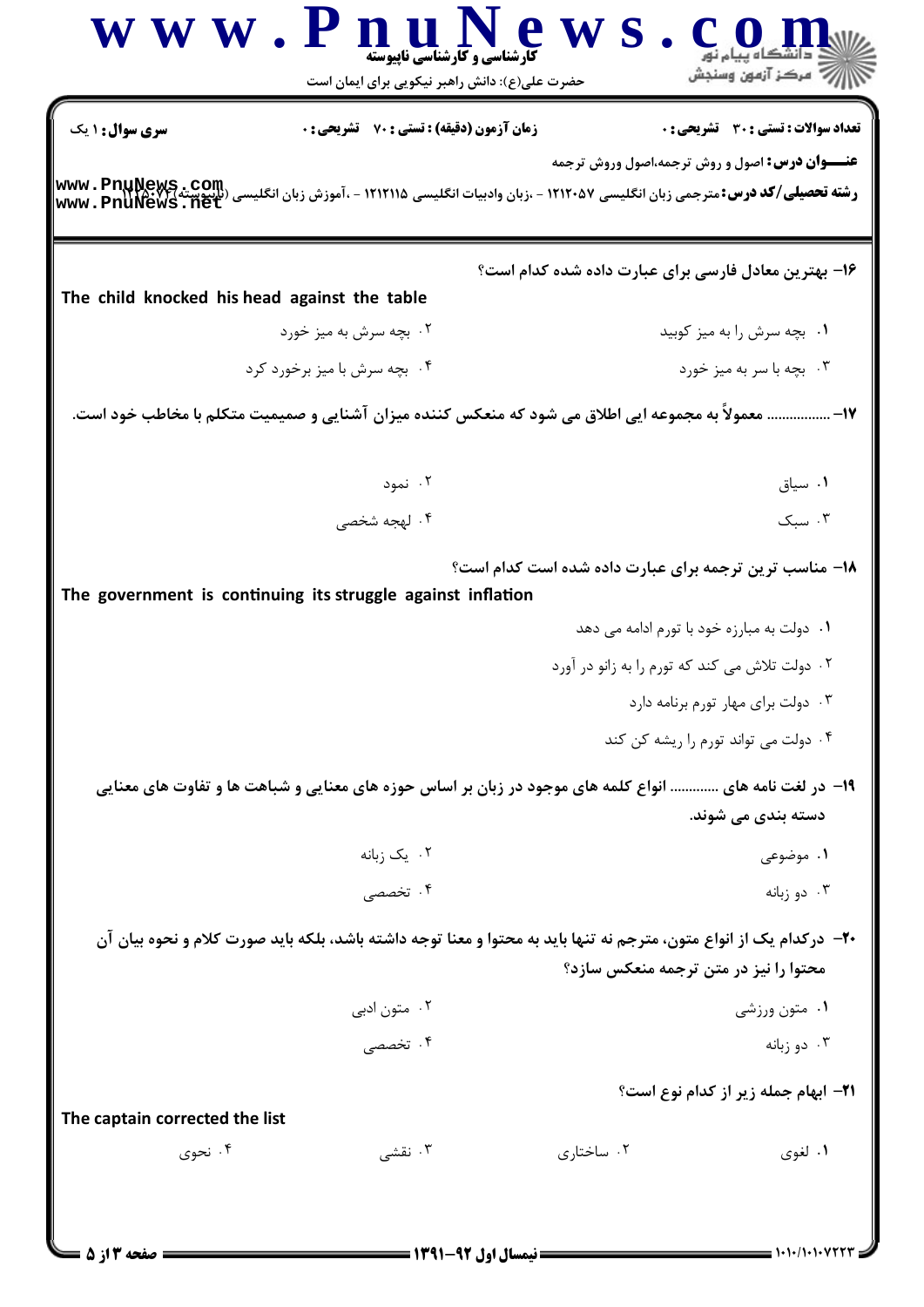۱۶- بهترین معادل فارسی برای عبارت داده شده کدام است؟

The child knocked his head against the table

۱. بچه سرش را به میز کوبید
۲. بچه سرش به میز خورد
۳. بچه با سر به میز خورد
۴. بچه سرش با میز برخورد کرد

۱۷- ................ معمولاً به مجموعه ایی اطلاق می شود که منعکس کننده میزان آشنایی و صمیمیت متکلم با مخاطب خود است.

۱. سیاق
۲. نمود
۳. سبک
۴. لهجه شخصی

۱۸- مناسب ترین ترجمه برای عبارت داده شده است کدام است؟

The government is continuing its struggle against inflation

۱. دولت به مبارزه خود با تورم ادامه می دهد
۲. دولت تلاش می کند که تورم را به زانو در آورد
۳. دولت برای مهار تورم برنامه دارد
۴. دولت می تواند تورم را ریشه کن کند

۱۹- در لغت نامه های ............ انواع کلمه های موجود در زبان بر اساس حوزه های معنایی و شباهت ها و تفاوت های معنایی دسته بندی می شوند.

۱. موضوعی
۲. یک زبانه
۳. دو زبانه
۴. تخصصی

۲۰- درکدام یک از انواع متون، مترجم نه تنها باید به محتوا و معنا توجه داشته باشد، بلکه باید صورت کلام و نحوه بیان آن محتوا را نیز در متن ترجمه منعکس سازد؟

۱. متون ورزشی
۲. متون ادبی
۳. دو زبانه
۴. تخصصی

۲۱- ابهام جمله زیر از کدام نوع است؟

The captain corrected the list

۱. لغوی
۲. ساختاری
۳. نقشی
۴. نحوی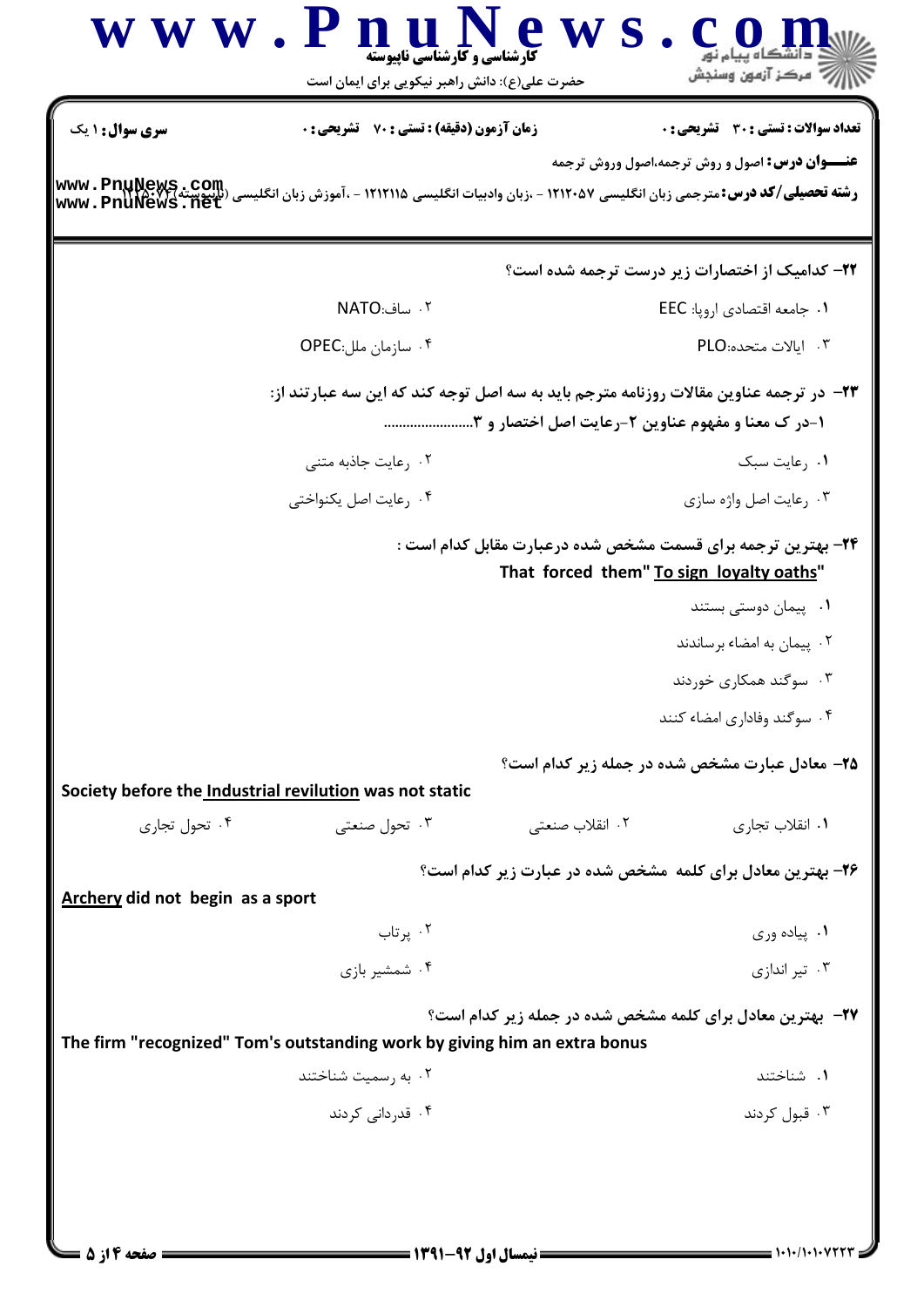**سری سوال:** ۱ یک | **زمان آزمون (دقیقه) : تستی : ۷۰ تشریحی : ۰** | **تعداد سوالات : تستی : ۳۰ تشریحی : ۰**

**عنـــوان درس:** اصول و روش ترجمه،اصول وروش ترجمه

**رشته تحصیلی/کد درس:** مترجمی زبان انگلیسی ۱۲۱۲۰۵۷ - ،زبان وادبیات انگلیسی ۱۲۱۲۱۱۵ - ،آموزش زبان انگلیسی (ناپیوسته)۱۲۱۵۰۷۷

---

**۲۲- کدامیک از اختصارات زیر درست ترجمه شده است؟**

۱. جامعه اقتصادی اروپا: EEC

۲. ساف:NATO

۳. ایالات متحده:PLO

۴. سازمان ملل:OPEC

**۲۳- در ترجمه عناوین مقالات روزنامه مترجم باید به سه اصل توجه کند که این سه عبارتند از:**
**۱-در ک معنا و مفهوم عناوین ۲-رعایت اصل اختصار و ۳.......................**

۱. رعایت سبک

۲. رعایت جاذبه متنی

۳. رعایت اصل واژه سازی

۴. رعایت اصل یکنواختی

**۲۴- بهترین ترجمه برای قسمت مشخص شده درعبارت مقابل کدام است :**
**That forced them" <u>To sign loyalty oaths</u>"**

۱. پیمان دوستی بستند

۲. پیمان به امضاء برساندند

۳. سوگند همکاری خوردند

۴. سوگند وفاداری امضاء کنند

**۲۵- معادل عبارت مشخص شده در جمله زیر کدام است؟**

**Society before the <u>Industrial revilution</u> was not static**

۱. انقلاب تجاری

۲. انقلاب صنعتی

۳. تحول صنعتی

۴. تحول تجاری

**۲۶- بهترین معادل برای کلمه مشخص شده در عبارت زیر کدام است؟**

**<u>Archery</u> did not begin as a sport**

۱. پیاده وری

۲. پرتاب

۳. تیر اندازی

۴. شمشیر بازی

**۲۷- بهترین معادل برای کلمه مشخص شده در جمله زیر کدام است؟**

**The firm "recognized" Tom's outstanding work by giving him an extra bonus**

۱. شناختند

۲. به رسمیت شناختند

۳. قبول کردند

۴. قدردانی کردند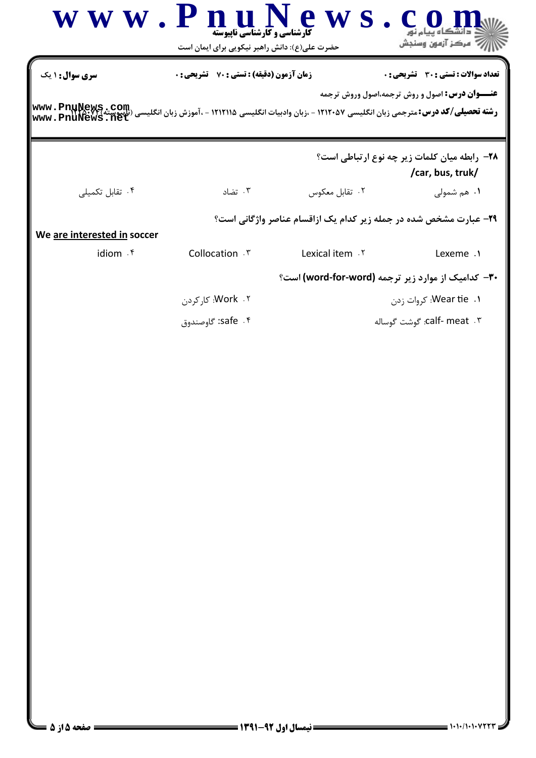**۲۸- رابطه میان کلمات زیر چه نوع ارتباطی است؟**

/car, bus, truk/

۱. هم شمولی ۲. تقابل معکوس ۳. تضاد ۴. تقابل تکمیلی

**۲۹- عبارت مشخص شده در جمله زیر کدام یک ازاقسام عناصر واژگانی است؟**

We are interested in soccer

۱. Lexeme ۲. Lexical item ۳. Collocation ۴. idiom

**۳۰- کدامیک از موارد زیر ترجمه (word-for-word) است؟**

۱. Wear tie: کروات زدن

۲. Work: کارکردن

۳. calf- meat: گوشت گوساله

۴. safe: گاوصندوق